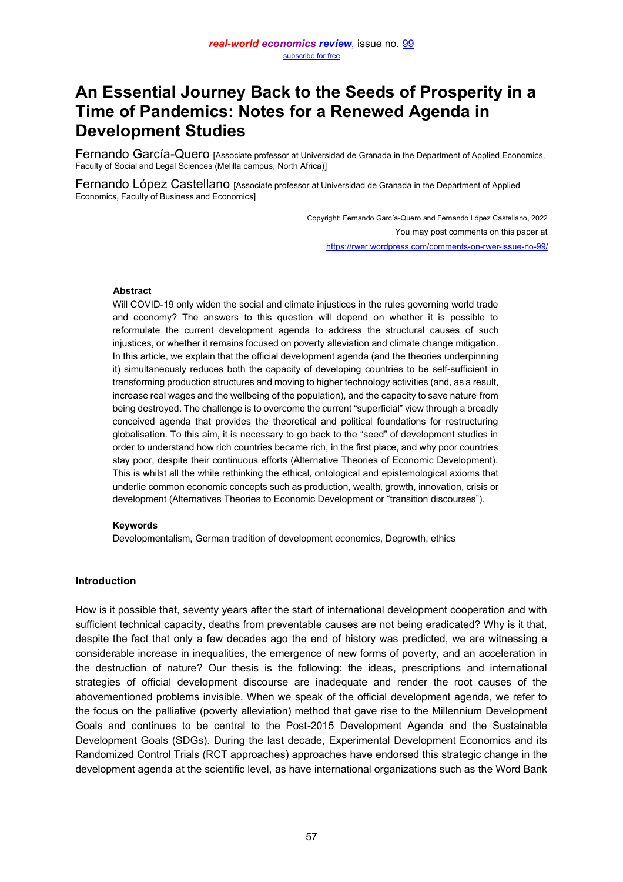# An Essential Journey Back to the Seeds of Prosperity in a Time of Pandemics: Notes for a Renewed Agenda in Development Studies

Fernando García-Quero [Associate professor at Universidad de Granada in the Department of Applied Economics, Faculty of Social and Legal Sciences (Melilla campus, North Africa)]

Fernando López Castellano [Associate professor at Universidad de Granada in the Department of Applied Economics, Faculty of Business and Economics]

Copyright: Fernando García-Quero and Fernando López Castellano, 2022
You may post comments on this paper at
https://rwer.wordpress.com/comments-on-rwer-issue-no-99/

**Abstract**

Will COVID-19 only widen the social and climate injustices in the rules governing world trade and economy? The answers to this question will depend on whether it is possible to reformulate the current development agenda to address the structural causes of such injustices, or whether it remains focused on poverty alleviation and climate change mitigation. In this article, we explain that the official development agenda (and the theories underpinning it) simultaneously reduces both the capacity of developing countries to be self-sufficient in transforming production structures and moving to higher technology activities (and, as a result, increase real wages and the wellbeing of the population), and the capacity to save nature from being destroyed. The challenge is to overcome the current "superficial" view through a broadly conceived agenda that provides the theoretical and political foundations for restructuring globalisation. To this aim, it is necessary to go back to the "seed" of development studies in order to understand how rich countries became rich, in the first place, and why poor countries stay poor, despite their continuous efforts (Alternative Theories of Economic Development). This is whilst all the while rethinking the ethical, ontological and epistemological axioms that underlie common economic concepts such as production, wealth, growth, innovation, crisis or development (Alternatives Theories to Economic Development or "transition discourses").

**Keywords**

Developmentalism, German tradition of development economics, Degrowth, ethics

## Introduction

How is it possible that, seventy years after the start of international development cooperation and with sufficient technical capacity, deaths from preventable causes are not being eradicated? Why is it that, despite the fact that only a few decades ago the end of history was predicted, we are witnessing a considerable increase in inequalities, the emergence of new forms of poverty, and an acceleration in the destruction of nature? Our thesis is the following: the ideas, prescriptions and international strategies of official development discourse are inadequate and render the root causes of the abovementioned problems invisible. When we speak of the official development agenda, we refer to the focus on the palliative (poverty alleviation) method that gave rise to the Millennium Development Goals and continues to be central to the Post-2015 Development Agenda and the Sustainable Development Goals (SDGs). During the last decade, Experimental Development Economics and its Randomized Control Trials (RCT approaches) approaches have endorsed this strategic change in the development agenda at the scientific level, as have international organizations such as the Word Bank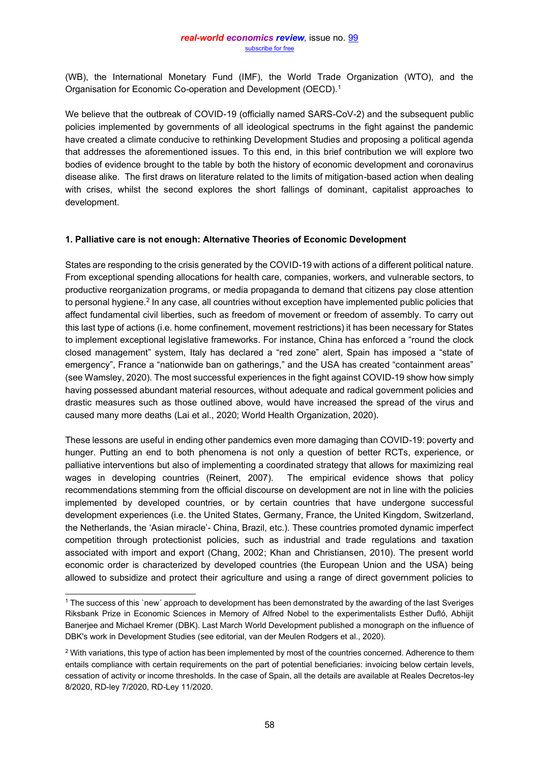(WB), the International Monetary Fund (IMF), the World Trade Organization (WTO), and the Organisation for Economic Co-operation and Development (OECD).[1]

We believe that the outbreak of COVID-19 (officially named SARS-CoV-2) and the subsequent public policies implemented by governments of all ideological spectrums in the fight against the pandemic have created a climate conducive to rethinking Development Studies and proposing a political agenda that addresses the aforementioned issues. To this end, in this brief contribution we will explore two bodies of evidence brought to the table by both the history of economic development and coronavirus disease alike. The first draws on literature related to the limits of mitigation-based action when dealing with crises, whilst the second explores the short fallings of dominant, capitalist approaches to development.

**1. Palliative care is not enough: Alternative Theories of Economic Development**

States are responding to the crisis generated by the COVID-19 with actions of a different political nature. From exceptional spending allocations for health care, companies, workers, and vulnerable sectors, to productive reorganization programs, or media propaganda to demand that citizens pay close attention to personal hygiene.[2] In any case, all countries without exception have implemented public policies that affect fundamental civil liberties, such as freedom of movement or freedom of assembly. To carry out this last type of actions (i.e. home confinement, movement restrictions) it has been necessary for States to implement exceptional legislative frameworks. For instance, China has enforced a "round the clock closed management" system, Italy has declared a "red zone" alert, Spain has imposed a "state of emergency", France a "nationwide ban on gatherings," and the USA has created "containment areas" (see Wamsley, 2020). The most successful experiences in the fight against COVID-19 show how simply having possessed abundant material resources, without adequate and radical government policies and drastic measures such as those outlined above, would have increased the spread of the virus and caused many more deaths (Lai et al., 2020; World Health Organization, 2020).

These lessons are useful in ending other pandemics even more damaging than COVID-19: poverty and hunger. Putting an end to both phenomena is not only a question of better RCTs, experience, or palliative interventions but also of implementing a coordinated strategy that allows for maximizing real wages in developing countries (Reinert, 2007). The empirical evidence shows that policy recommendations stemming from the official discourse on development are not in line with the policies implemented by developed countries, or by certain countries that have undergone successful development experiences (i.e. the United States, Germany, France, the United Kingdom, Switzerland, the Netherlands, the 'Asian miracle'- China, Brazil, etc.). These countries promoted dynamic imperfect competition through protectionist policies, such as industrial and trade regulations and taxation associated with import and export (Chang, 2002; Khan and Christiansen, 2010). The present world economic order is characterized by developed countries (the European Union and the USA) being allowed to subsidize and protect their agriculture and using a range of direct government policies to

---

[1] The success of this `new´ approach to development has been demonstrated by the awarding of the last Sveriges Riksbank Prize in Economic Sciences in Memory of Alfred Nobel to the experimentalists Esther Dufló, Abhijit Banerjee and Michael Kremer (DBK). Last March World Development published a monograph on the influence of DBK's work in Development Studies (see editorial, van der Meulen Rodgers et al., 2020).

[2] With variations, this type of action has been implemented by most of the countries concerned. Adherence to them entails compliance with certain requirements on the part of potential beneficiaries: invoicing below certain levels, cessation of activity or income thresholds. In the case of Spain, all the details are available at Reales Decretos-ley 8/2020, RD-ley 7/2020, RD-Ley 11/2020.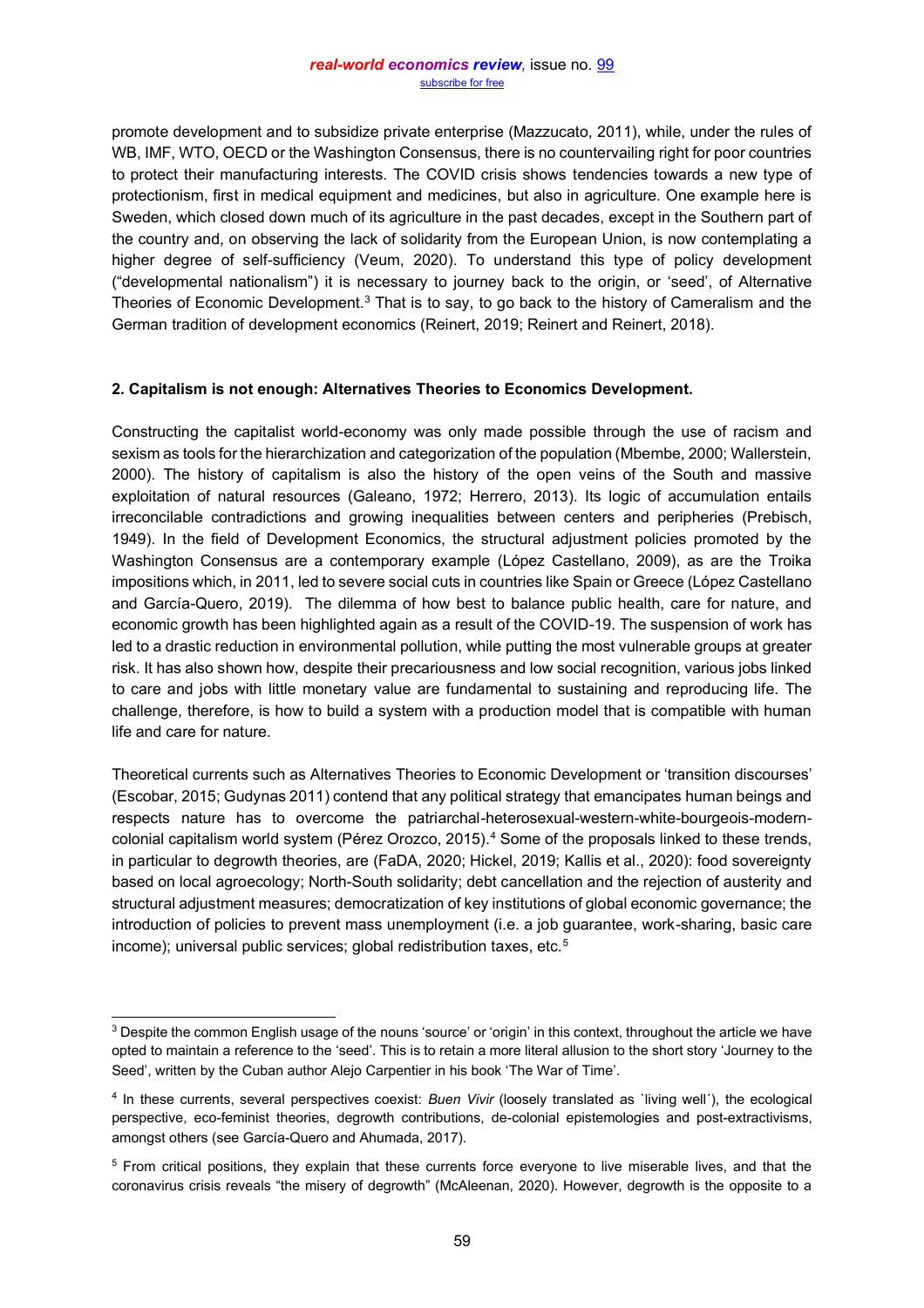promote development and to subsidize private enterprise (Mazzucato, 2011), while, under the rules of WB, IMF, WTO, OECD or the Washington Consensus, there is no countervailing right for poor countries to protect their manufacturing interests. The COVID crisis shows tendencies towards a new type of protectionism, first in medical equipment and medicines, but also in agriculture. One example here is Sweden, which closed down much of its agriculture in the past decades, except in the Southern part of the country and, on observing the lack of solidarity from the European Union, is now contemplating a higher degree of self-sufficiency (Veum, 2020). To understand this type of policy development ("developmental nationalism") it is necessary to journey back to the origin, or 'seed', of Alternative Theories of Economic Development.[3] That is to say, to go back to the history of Cameralism and the German tradition of development economics (Reinert, 2019; Reinert and Reinert, 2018).

## 2. Capitalism is not enough: Alternatives Theories to Economics Development.

Constructing the capitalist world-economy was only made possible through the use of racism and sexism as tools for the hierarchization and categorization of the population (Mbembe, 2000; Wallerstein, 2000). The history of capitalism is also the history of the open veins of the South and massive exploitation of natural resources (Galeano, 1972; Herrero, 2013). Its logic of accumulation entails irreconcilable contradictions and growing inequalities between centers and peripheries (Prebisch, 1949). In the field of Development Economics, the structural adjustment policies promoted by the Washington Consensus are a contemporary example (López Castellano, 2009), as are the Troika impositions which, in 2011, led to severe social cuts in countries like Spain or Greece (López Castellano and García-Quero, 2019). The dilemma of how best to balance public health, care for nature, and economic growth has been highlighted again as a result of the COVID-19. The suspension of work has led to a drastic reduction in environmental pollution, while putting the most vulnerable groups at greater risk. It has also shown how, despite their precariousness and low social recognition, various jobs linked to care and jobs with little monetary value are fundamental to sustaining and reproducing life. The challenge, therefore, is how to build a system with a production model that is compatible with human life and care for nature.

Theoretical currents such as Alternatives Theories to Economic Development or 'transition discourses' (Escobar, 2015; Gudynas 2011) contend that any political strategy that emancipates human beings and respects nature has to overcome the patriarchal-heterosexual-western-white-bourgeois-modern-colonial capitalism world system (Pérez Orozco, 2015).[4] Some of the proposals linked to these trends, in particular to degrowth theories, are (FaDA, 2020; Hickel, 2019; Kallis et al., 2020): food sovereignty based on local agroecology; North-South solidarity; debt cancellation and the rejection of austerity and structural adjustment measures; democratization of key institutions of global economic governance; the introduction of policies to prevent mass unemployment (i.e. a job guarantee, work-sharing, basic care income); universal public services; global redistribution taxes, etc.[5]

---

[3] Despite the common English usage of the nouns 'source' or 'origin' in this context, throughout the article we have opted to maintain a reference to the 'seed'. This is to retain a more literal allusion to the short story 'Journey to the Seed', written by the Cuban author Alejo Carpentier in his book 'The War of Time'.

[4] In these currents, several perspectives coexist: *Buen Vivir* (loosely translated as `living well´), the ecological perspective, eco-feminist theories, degrowth contributions, de-colonial epistemologies and post-extractivisms, amongst others (see García-Quero and Ahumada, 2017).

[5] From critical positions, they explain that these currents force everyone to live miserable lives, and that the coronavirus crisis reveals "the misery of degrowth" (McAleenan, 2020). However, degrowth is the opposite to a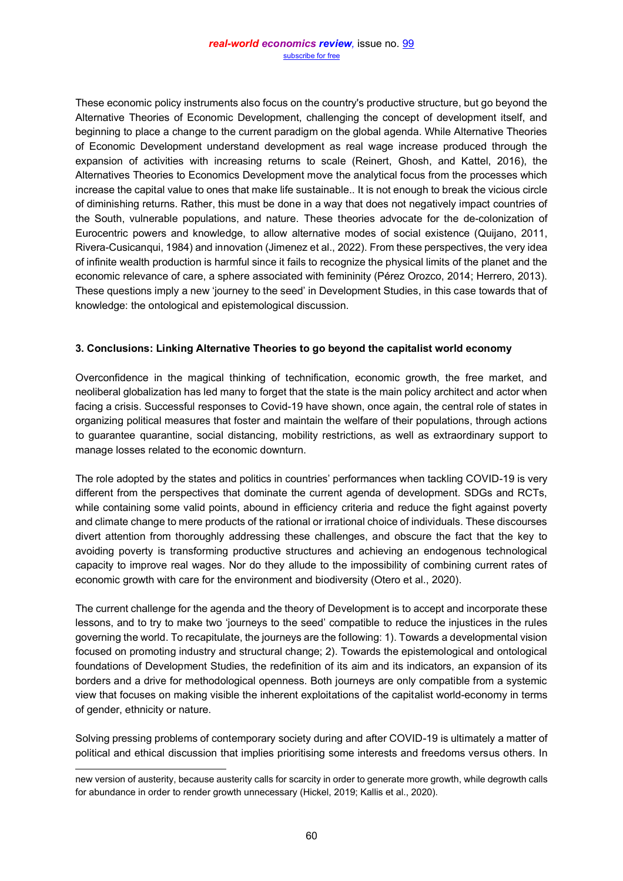These economic policy instruments also focus on the country's productive structure, but go beyond the Alternative Theories of Economic Development, challenging the concept of development itself, and beginning to place a change to the current paradigm on the global agenda. While Alternative Theories of Economic Development understand development as real wage increase produced through the expansion of activities with increasing returns to scale (Reinert, Ghosh, and Kattel, 2016), the Alternatives Theories to Economics Development move the analytical focus from the processes which increase the capital value to ones that make life sustainable.. It is not enough to break the vicious circle of diminishing returns. Rather, this must be done in a way that does not negatively impact countries of the South, vulnerable populations, and nature. These theories advocate for the de-colonization of Eurocentric powers and knowledge, to allow alternative modes of social existence (Quijano, 2011, Rivera-Cusicanqui, 1984) and innovation (Jimenez et al., 2022). From these perspectives, the very idea of infinite wealth production is harmful since it fails to recognize the physical limits of the planet and the economic relevance of care, a sphere associated with femininity (Pérez Orozco, 2014; Herrero, 2013). These questions imply a new 'journey to the seed' in Development Studies, in this case towards that of knowledge: the ontological and epistemological discussion.

## 3. Conclusions: Linking Alternative Theories to go beyond the capitalist world economy

Overconfidence in the magical thinking of technification, economic growth, the free market, and neoliberal globalization has led many to forget that the state is the main policy architect and actor when facing a crisis. Successful responses to Covid-19 have shown, once again, the central role of states in organizing political measures that foster and maintain the welfare of their populations, through actions to guarantee quarantine, social distancing, mobility restrictions, as well as extraordinary support to manage losses related to the economic downturn.

The role adopted by the states and politics in countries' performances when tackling COVID-19 is very different from the perspectives that dominate the current agenda of development. SDGs and RCTs, while containing some valid points, abound in efficiency criteria and reduce the fight against poverty and climate change to mere products of the rational or irrational choice of individuals. These discourses divert attention from thoroughly addressing these challenges, and obscure the fact that the key to avoiding poverty is transforming productive structures and achieving an endogenous technological capacity to improve real wages. Nor do they allude to the impossibility of combining current rates of economic growth with care for the environment and biodiversity (Otero et al., 2020).

The current challenge for the agenda and the theory of Development is to accept and incorporate these lessons, and to try to make two 'journeys to the seed' compatible to reduce the injustices in the rules governing the world. To recapitulate, the journeys are the following: 1). Towards a developmental vision focused on promoting industry and structural change; 2). Towards the epistemological and ontological foundations of Development Studies, the redefinition of its aim and its indicators, an expansion of its borders and a drive for methodological openness. Both journeys are only compatible from a systemic view that focuses on making visible the inherent exploitations of the capitalist world-economy in terms of gender, ethnicity or nature.

Solving pressing problems of contemporary society during and after COVID-19 is ultimately a matter of political and ethical discussion that implies prioritising some interests and freedoms versus others. In

---

new version of austerity, because austerity calls for scarcity in order to generate more growth, while degrowth calls for abundance in order to render growth unnecessary (Hickel, 2019; Kallis et al., 2020).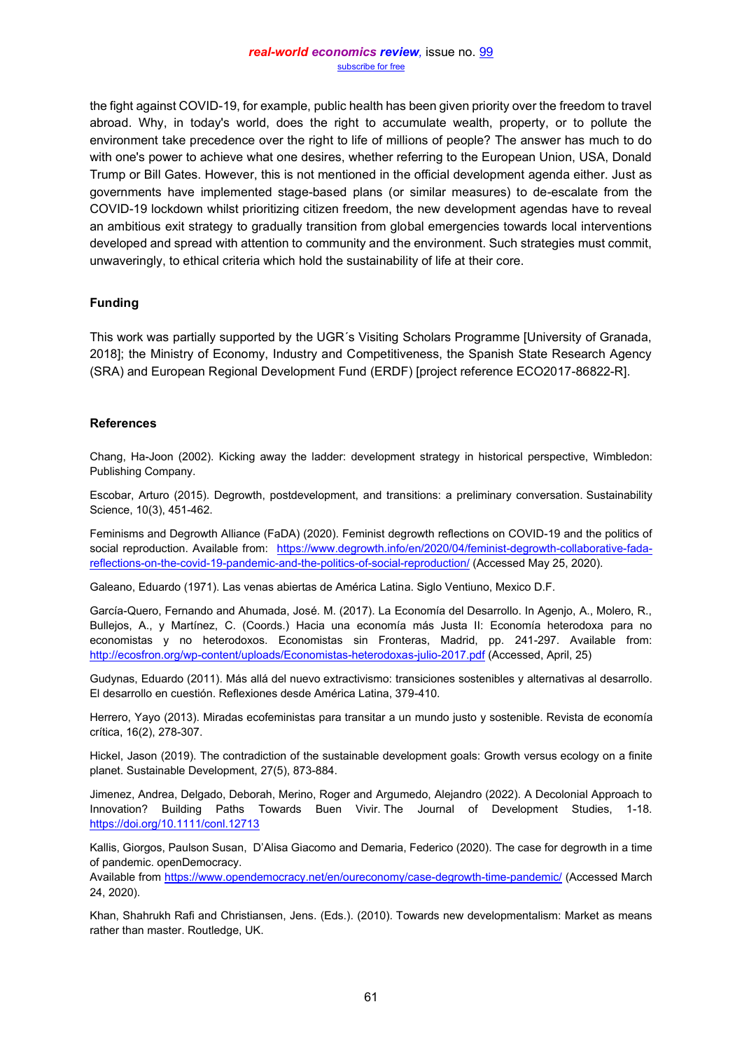the fight against COVID-19, for example, public health has been given priority over the freedom to travel abroad. Why, in today's world, does the right to accumulate wealth, property, or to pollute the environment take precedence over the right to life of millions of people? The answer has much to do with one's power to achieve what one desires, whether referring to the European Union, USA, Donald Trump or Bill Gates. However, this is not mentioned in the official development agenda either. Just as governments have implemented stage-based plans (or similar measures) to de-escalate from the COVID-19 lockdown whilst prioritizing citizen freedom, the new development agendas have to reveal an ambitious exit strategy to gradually transition from global emergencies towards local interventions developed and spread with attention to community and the environment. Such strategies must commit, unwaveringly, to ethical criteria which hold the sustainability of life at their core.

## Funding

This work was partially supported by the UGR´s Visiting Scholars Programme [University of Granada, 2018]; the Ministry of Economy, Industry and Competitiveness, the Spanish State Research Agency (SRA) and European Regional Development Fund (ERDF) [project reference ECO2017-86822-R].

## References

Chang, Ha-Joon (2002). Kicking away the ladder: development strategy in historical perspective, Wimbledon: Publishing Company.

Escobar, Arturo (2015). Degrowth, postdevelopment, and transitions: a preliminary conversation. Sustainability Science, 10(3), 451-462.

Feminisms and Degrowth Alliance (FaDA) (2020). Feminist degrowth reflections on COVID-19 and the politics of social reproduction. Available from: https://www.degrowth.info/en/2020/04/feminist-degrowth-collaborative-fada-reflections-on-the-covid-19-pandemic-and-the-politics-of-social-reproduction/ (Accessed May 25, 2020).

Galeano, Eduardo (1971). Las venas abiertas de América Latina. Siglo Ventiuno, Mexico D.F.

García-Quero, Fernando and Ahumada, José. M. (2017). La Economía del Desarrollo. In Agenjo, A., Molero, R., Bullejos, A., y Martínez, C. (Coords.) Hacia una economía más Justa II: Economía heterodoxa para no economistas y no heterodoxos. Economistas sin Fronteras, Madrid, pp. 241-297. Available from: http://ecosfron.org/wp-content/uploads/Economistas-heterodoxas-julio-2017.pdf (Accessed, April, 25)

Gudynas, Eduardo (2011). Más allá del nuevo extractivismo: transiciones sostenibles y alternativas al desarrollo. El desarrollo en cuestión. Reflexiones desde América Latina, 379-410.

Herrero, Yayo (2013). Miradas ecofeministas para transitar a un mundo justo y sostenible. Revista de economía crítica, 16(2), 278-307.

Hickel, Jason (2019). The contradiction of the sustainable development goals: Growth versus ecology on a finite planet. Sustainable Development, 27(5), 873-884.

Jimenez, Andrea, Delgado, Deborah, Merino, Roger and Argumedo, Alejandro (2022). A Decolonial Approach to Innovation? Building Paths Towards Buen Vivir. The Journal of Development Studies, 1-18. https://doi.org/10.1111/conl.12713

Kallis, Giorgos, Paulson Susan, D'Alisa Giacomo and Demaria, Federico (2020). The case for degrowth in a time of pandemic. openDemocracy.
Available from https://www.opendemocracy.net/en/oureconomy/case-degrowth-time-pandemic/ (Accessed March 24, 2020).

Khan, Shahrukh Rafi and Christiansen, Jens. (Eds.). (2010). Towards new developmentalism: Market as means rather than master. Routledge, UK.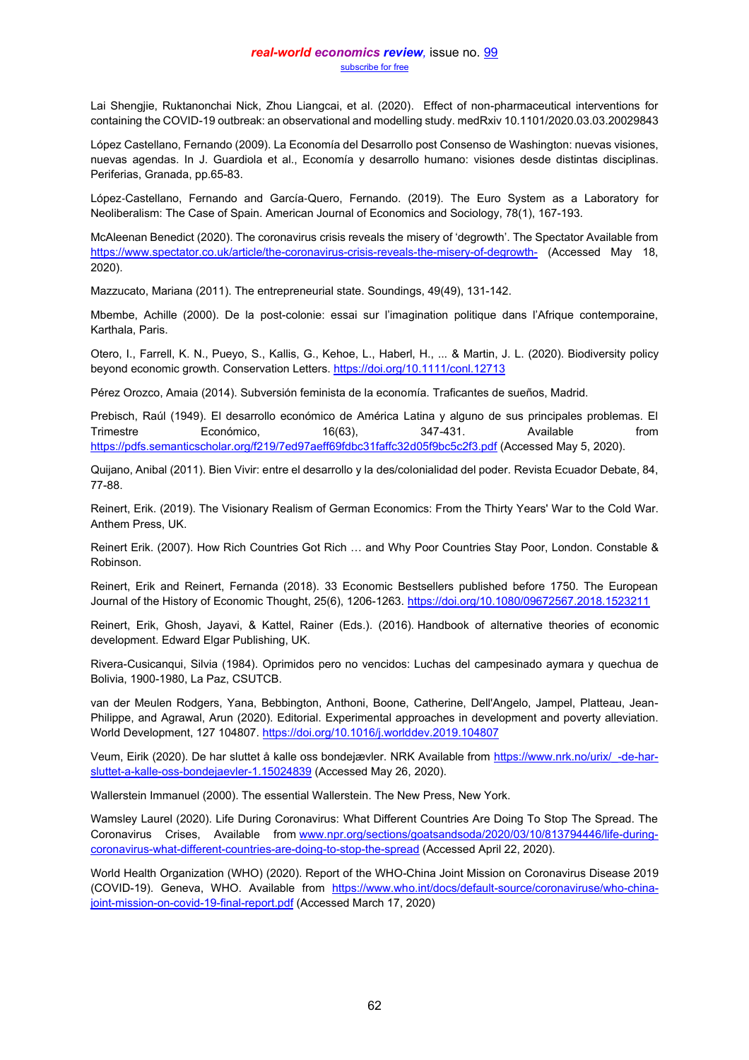Lai Shengjie, Ruktanonchai Nick, Zhou Liangcai, et al. (2020). Effect of non-pharmaceutical interventions for containing the COVID-19 outbreak: an observational and modelling study. medRxiv 10.1101/2020.03.03.20029843

López Castellano, Fernando (2009). La Economía del Desarrollo post Consenso de Washington: nuevas visiones, nuevas agendas. In J. Guardiola et al., Economía y desarrollo humano: visiones desde distintas disciplinas. Periferias, Granada, pp.65-83.

López-Castellano, Fernando and García-Quero, Fernando. (2019). The Euro System as a Laboratory for Neoliberalism: The Case of Spain. American Journal of Economics and Sociology, 78(1), 167-193.

McAleenan Benedict (2020). The coronavirus crisis reveals the misery of 'degrowth'. The Spectator Available from https://www.spectator.co.uk/article/the-coronavirus-crisis-reveals-the-misery-of-degrowth- (Accessed May 18, 2020).

Mazzucato, Mariana (2011). The entrepreneurial state. Soundings, 49(49), 131-142.

Mbembe, Achille (2000). De la post-colonie: essai sur l'imagination politique dans l'Afrique contemporaine, Karthala, Paris.

Otero, I., Farrell, K. N., Pueyo, S., Kallis, G., Kehoe, L., Haberl, H., ... & Martin, J. L. (2020). Biodiversity policy beyond economic growth. Conservation Letters. https://doi.org/10.1111/conl.12713

Pérez Orozco, Amaia (2014). Subversión feminista de la economía. Traficantes de sueños, Madrid.

Prebisch, Raúl (1949). El desarrollo económico de América Latina y alguno de sus principales problemas. El Trimestre Económico, 16(63), 347-431. Available from https://pdfs.semanticscholar.org/f219/7ed97aeff69fdbc31faffc32d05f9bc5c2f3.pdf (Accessed May 5, 2020).

Quijano, Anibal (2011). Bien Vivir: entre el desarrollo y la des/colonialidad del poder. Revista Ecuador Debate, 84, 77-88.

Reinert, Erik. (2019). The Visionary Realism of German Economics: From the Thirty Years' War to the Cold War. Anthem Press, UK.

Reinert Erik. (2007). How Rich Countries Got Rich … and Why Poor Countries Stay Poor, London. Constable & Robinson.

Reinert, Erik and Reinert, Fernanda (2018). 33 Economic Bestsellers published before 1750. The European Journal of the History of Economic Thought, 25(6), 1206-1263. https://doi.org/10.1080/09672567.2018.1523211

Reinert, Erik, Ghosh, Jayavi, & Kattel, Rainer (Eds.). (2016). Handbook of alternative theories of economic development. Edward Elgar Publishing, UK.

Rivera-Cusicanqui, Silvia (1984). Oprimidos pero no vencidos: Luchas del campesinado aymara y quechua de Bolivia, 1900-1980, La Paz, CSUTCB.

van der Meulen Rodgers, Yana, Bebbington, Anthoni, Boone, Catherine, Dell'Angelo, Jampel, Platteau, Jean-Philippe, and Agrawal, Arun (2020). Editorial. Experimental approaches in development and poverty alleviation. World Development, 127 104807. https://doi.org/10.1016/j.worlddev.2019.104807

Veum, Eirik (2020). De har sluttet å kalle oss bondejævler. NRK Available from https://www.nrk.no/urix/_-de-har-sluttet-a-kalle-oss-bondejaevler-1.15024839 (Accessed May 26, 2020).

Wallerstein Immanuel (2000). The essential Wallerstein. The New Press, New York.

Wamsley Laurel (2020). Life During Coronavirus: What Different Countries Are Doing To Stop The Spread. The Coronavirus Crises, Available from www.npr.org/sections/goatsandsoda/2020/03/10/813794446/life-during-coronavirus-what-different-countries-are-doing-to-stop-the-spread (Accessed April 22, 2020).

World Health Organization (WHO) (2020). Report of the WHO-China Joint Mission on Coronavirus Disease 2019 (COVID-19). Geneva, WHO. Available from https://www.who.int/docs/default-source/coronaviruse/who-china-joint-mission-on-covid-19-final-report.pdf (Accessed March 17, 2020)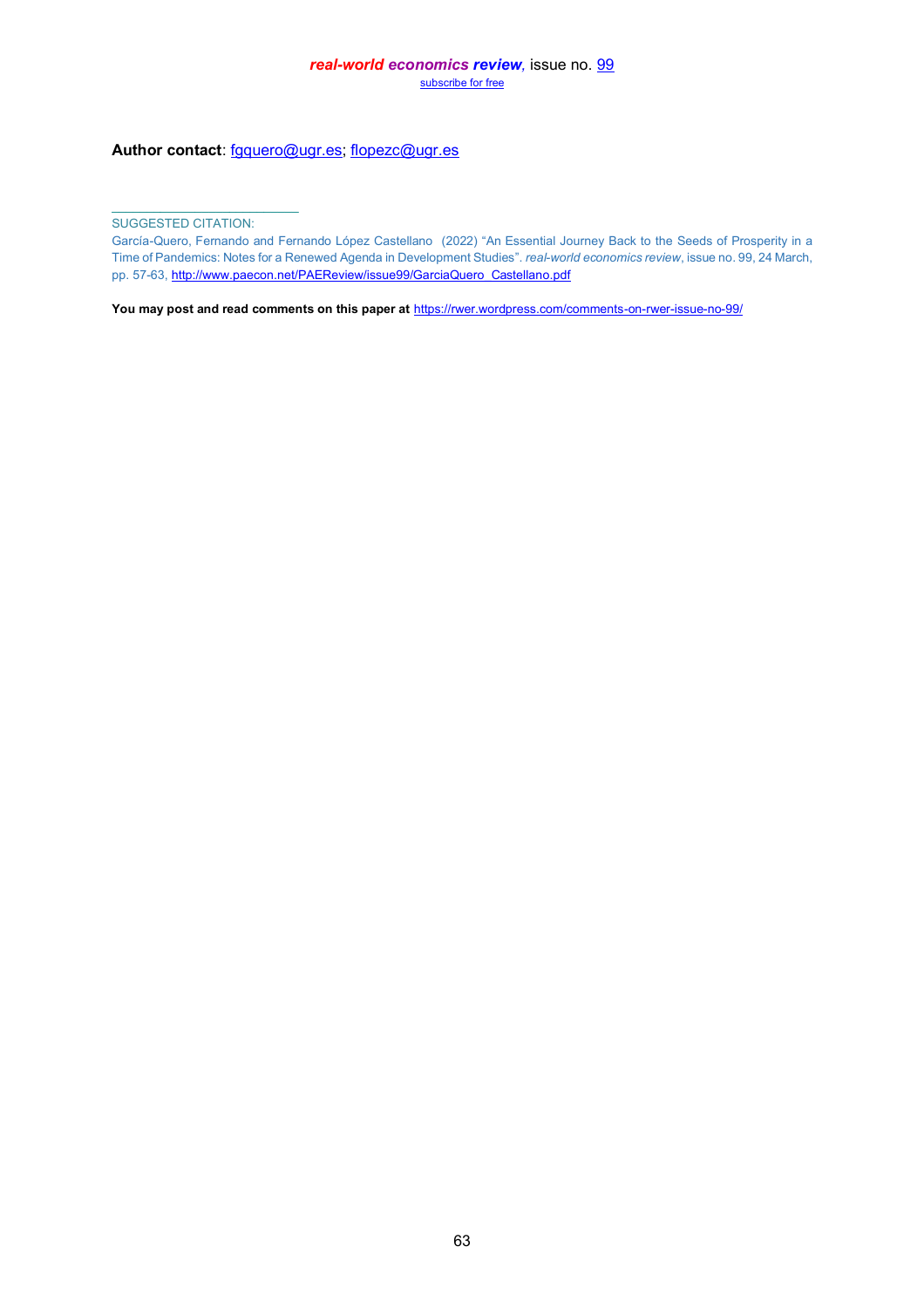**Author contact**: fgquero@ugr.es; flopezc@ugr.es

---

SUGGESTED CITATION:

García-Quero, Fernando and Fernando López Castellano (2022) "An Essential Journey Back to the Seeds of Prosperity in a Time of Pandemics: Notes for a Renewed Agenda in Development Studies". *real-world economics review*, issue no. 99, 24 March, pp. 57-63, http://www.paecon.net/PAEReview/issue99/GarciaQuero_Castellano.pdf

**You may post and read comments on this paper at** https://rwer.wordpress.com/comments-on-rwer-issue-no-99/